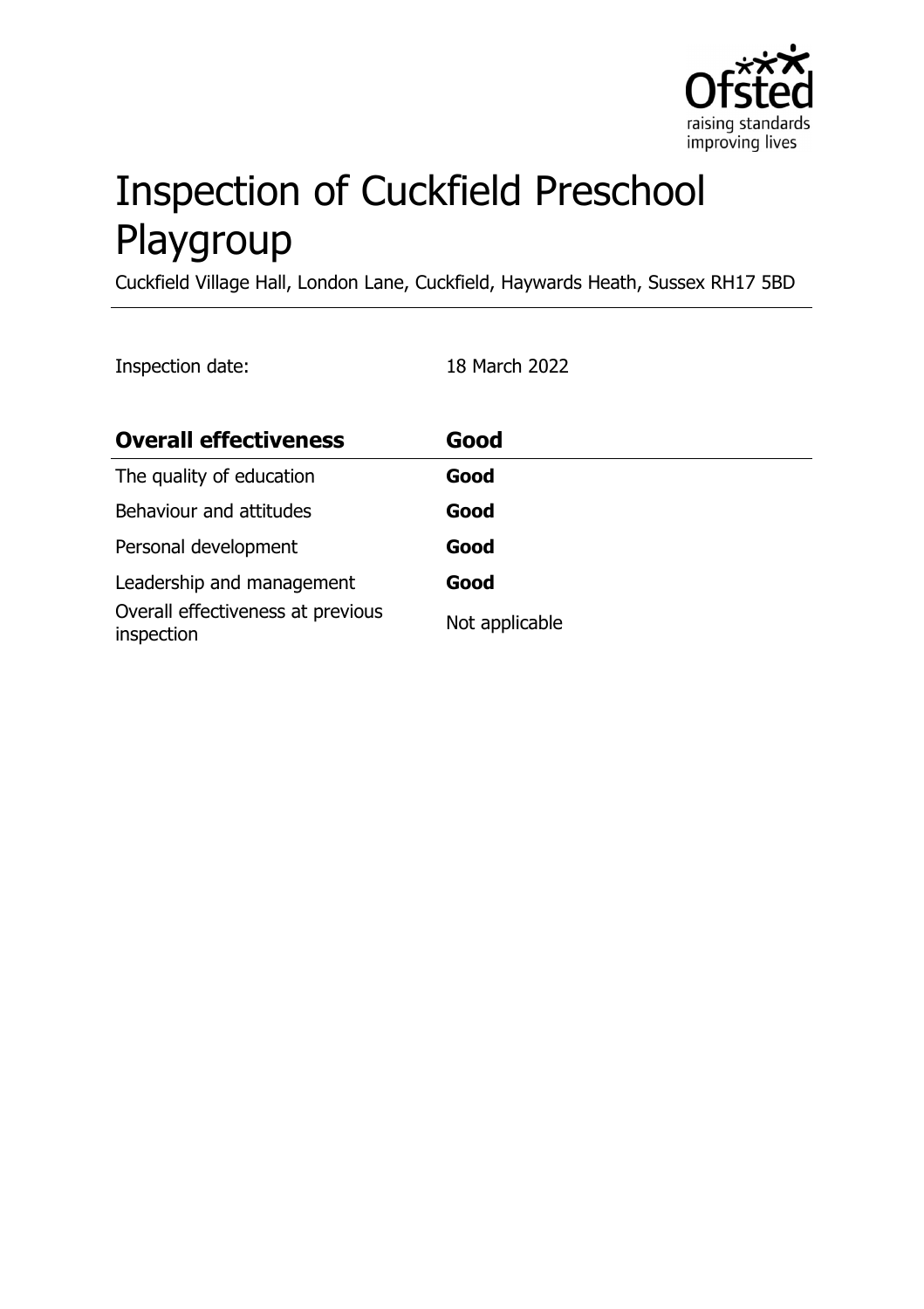# Inspection of Cuckfield Preschool Playgroup

Cuckfield Village Hall, London Lane, Cuckfield, Haywards Heath, Sussex RH17 5BD

Inspection date: 18 March 2022

| **Overall effectiveness** | **Good** |
| --- | --- |
| The quality of education | **Good** |
| Behaviour and attitudes | **Good** |
| Personal development | **Good** |
| Leadership and management | **Good** |
| Overall effectiveness at previous inspection | Not applicable |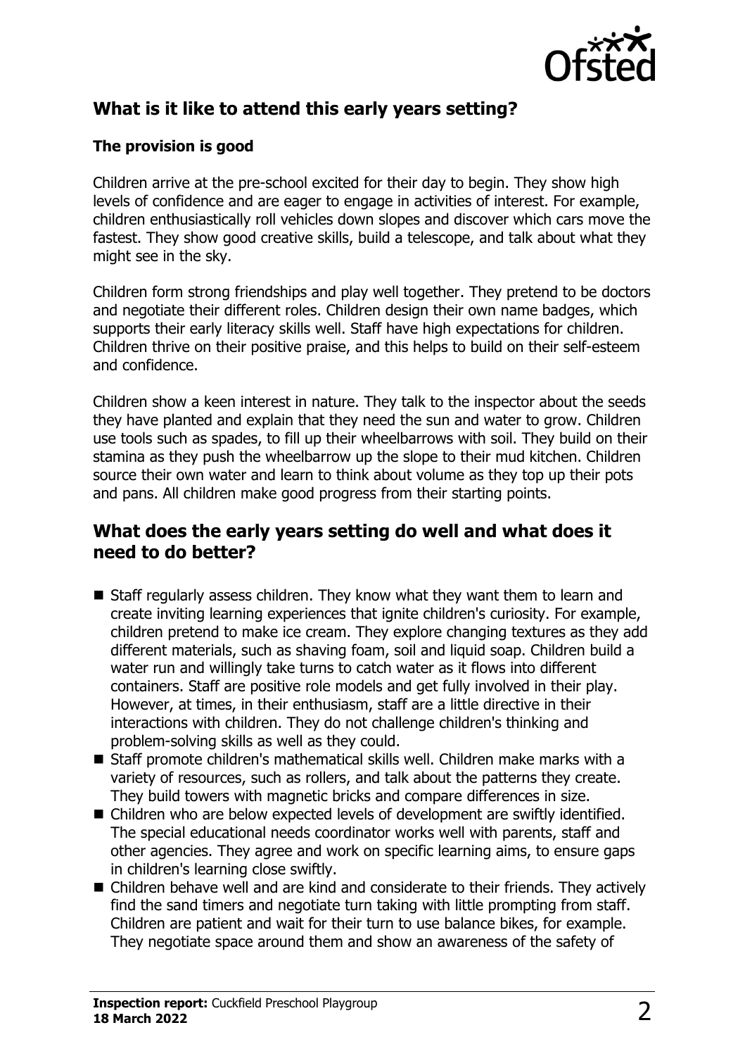## What is it like to attend this early years setting?

### The provision is good

Children arrive at the pre-school excited for their day to begin. They show high levels of confidence and are eager to engage in activities of interest. For example, children enthusiastically roll vehicles down slopes and discover which cars move the fastest. They show good creative skills, build a telescope, and talk about what they might see in the sky.

Children form strong friendships and play well together. They pretend to be doctors and negotiate their different roles. Children design their own name badges, which supports their early literacy skills well. Staff have high expectations for children. Children thrive on their positive praise, and this helps to build on their self-esteem and confidence.

Children show a keen interest in nature. They talk to the inspector about the seeds they have planted and explain that they need the sun and water to grow. Children use tools such as spades, to fill up their wheelbarrows with soil. They build on their stamina as they push the wheelbarrow up the slope to their mud kitchen. Children source their own water and learn to think about volume as they top up their pots and pans. All children make good progress from their starting points.

## What does the early years setting do well and what does it need to do better?

- Staff regularly assess children. They know what they want them to learn and create inviting learning experiences that ignite children's curiosity. For example, children pretend to make ice cream. They explore changing textures as they add different materials, such as shaving foam, soil and liquid soap. Children build a water run and willingly take turns to catch water as it flows into different containers. Staff are positive role models and get fully involved in their play. However, at times, in their enthusiasm, staff are a little directive in their interactions with children. They do not challenge children's thinking and problem-solving skills as well as they could.
- Staff promote children's mathematical skills well. Children make marks with a variety of resources, such as rollers, and talk about the patterns they create. They build towers with magnetic bricks and compare differences in size.
- Children who are below expected levels of development are swiftly identified. The special educational needs coordinator works well with parents, staff and other agencies. They agree and work on specific learning aims, to ensure gaps in children's learning close swiftly.
- Children behave well and are kind and considerate to their friends. They actively find the sand timers and negotiate turn taking with little prompting from staff. Children are patient and wait for their turn to use balance bikes, for example. They negotiate space around them and show an awareness of the safety of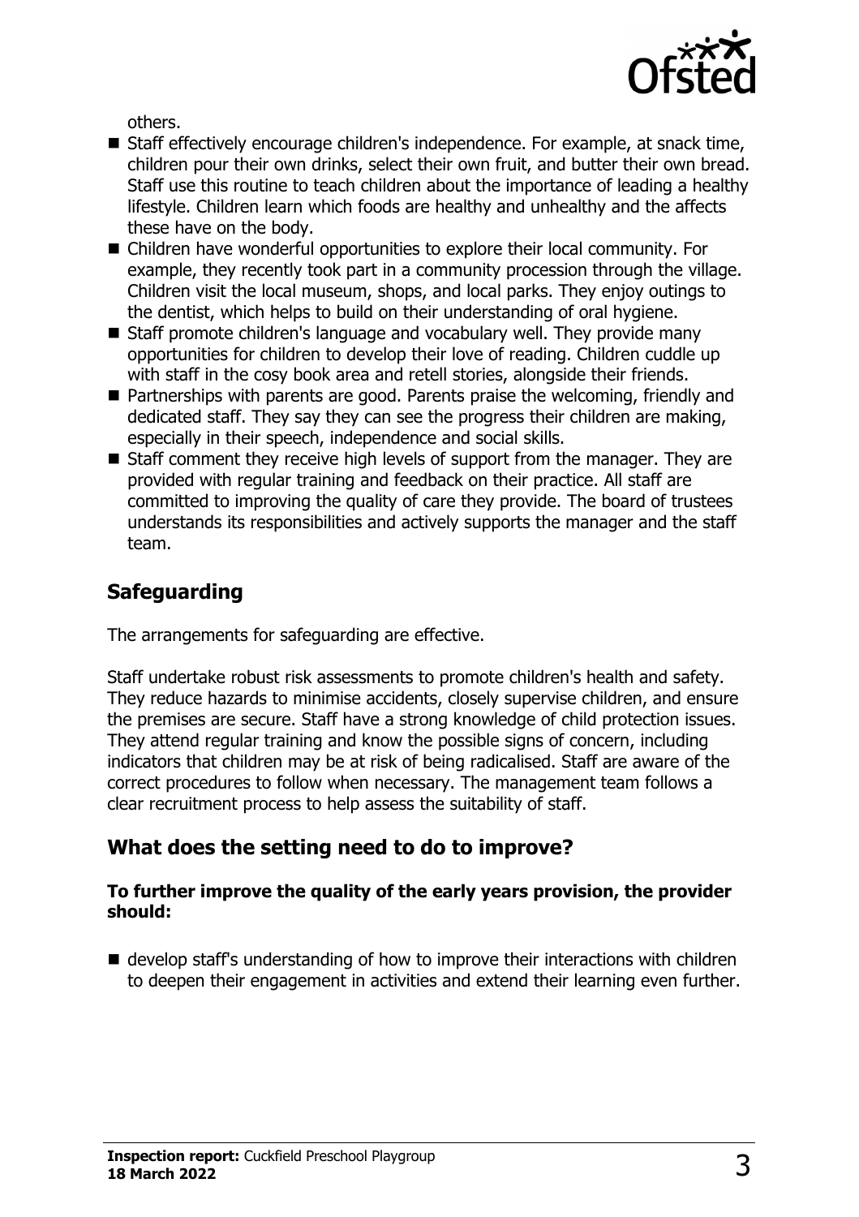others.

- Staff effectively encourage children's independence. For example, at snack time, children pour their own drinks, select their own fruit, and butter their own bread. Staff use this routine to teach children about the importance of leading a healthy lifestyle. Children learn which foods are healthy and unhealthy and the affects these have on the body.
- Children have wonderful opportunities to explore their local community. For example, they recently took part in a community procession through the village. Children visit the local museum, shops, and local parks. They enjoy outings to the dentist, which helps to build on their understanding of oral hygiene.
- Staff promote children's language and vocabulary well. They provide many opportunities for children to develop their love of reading. Children cuddle up with staff in the cosy book area and retell stories, alongside their friends.
- Partnerships with parents are good. Parents praise the welcoming, friendly and dedicated staff. They say they can see the progress their children are making, especially in their speech, independence and social skills.
- Staff comment they receive high levels of support from the manager. They are provided with regular training and feedback on their practice. All staff are committed to improving the quality of care they provide. The board of trustees understands its responsibilities and actively supports the manager and the staff team.

## Safeguarding

The arrangements for safeguarding are effective.

Staff undertake robust risk assessments to promote children's health and safety. They reduce hazards to minimise accidents, closely supervise children, and ensure the premises are secure. Staff have a strong knowledge of child protection issues. They attend regular training and know the possible signs of concern, including indicators that children may be at risk of being radicalised. Staff are aware of the correct procedures to follow when necessary. The management team follows a clear recruitment process to help assess the suitability of staff.

## What does the setting need to do to improve?

**To further improve the quality of the early years provision, the provider should:**

- develop staff's understanding of how to improve their interactions with children to deepen their engagement in activities and extend their learning even further.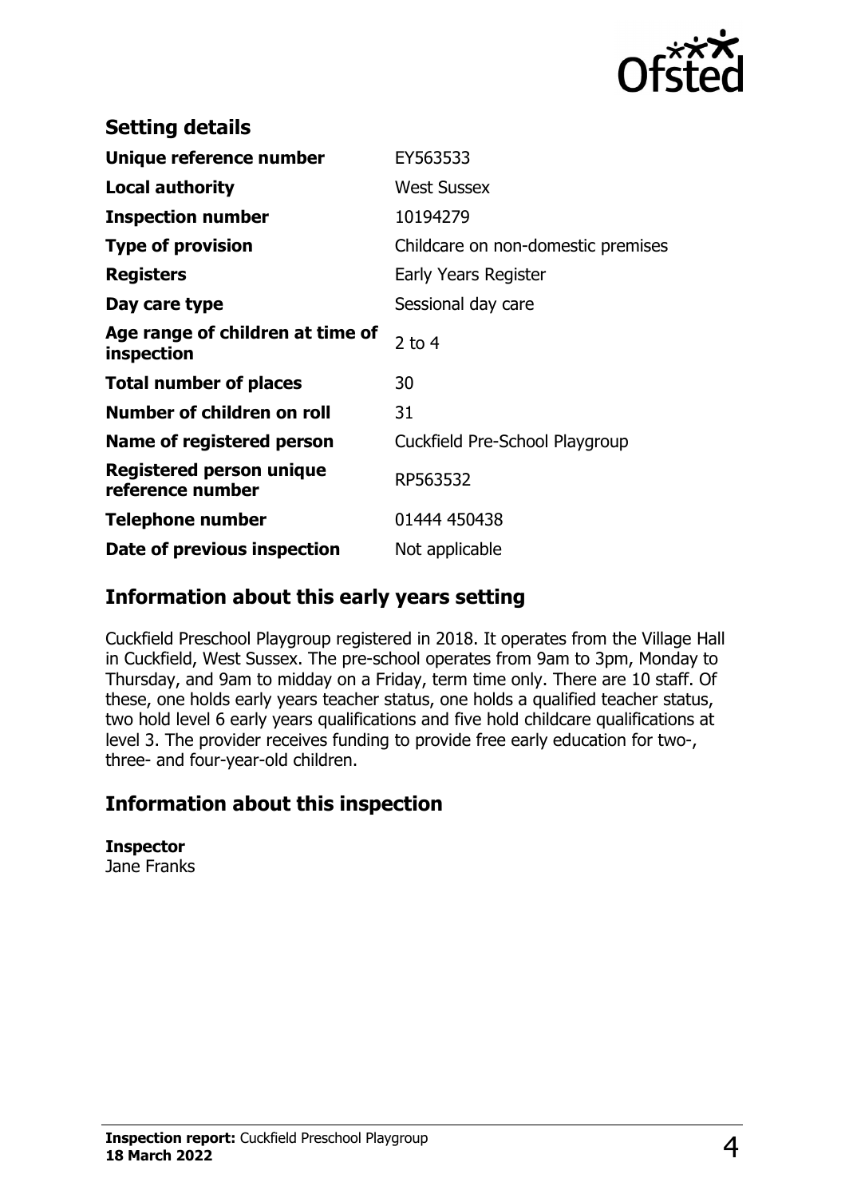## Setting details

| | |
|---|---|
| **Unique reference number** | EY563533 |
| **Local authority** | West Sussex |
| **Inspection number** | 10194279 |
| **Type of provision** | Childcare on non-domestic premises |
| **Registers** | Early Years Register |
| **Day care type** | Sessional day care |
| **Age range of children at time of inspection** | 2 to 4 |
| **Total number of places** | 30 |
| **Number of children on roll** | 31 |
| **Name of registered person** | Cuckfield Pre-School Playgroup |
| **Registered person unique reference number** | RP563532 |
| **Telephone number** | 01444 450438 |
| **Date of previous inspection** | Not applicable |

## Information about this early years setting

Cuckfield Preschool Playgroup registered in 2018. It operates from the Village Hall in Cuckfield, West Sussex. The pre-school operates from 9am to 3pm, Monday to Thursday, and 9am to midday on a Friday, term time only. There are 10 staff. Of these, one holds early years teacher status, one holds a qualified teacher status, two hold level 6 early years qualifications and five hold childcare qualifications at level 3. The provider receives funding to provide free early education for two-, three- and four-year-old children.

## Information about this inspection

**Inspector**
Jane Franks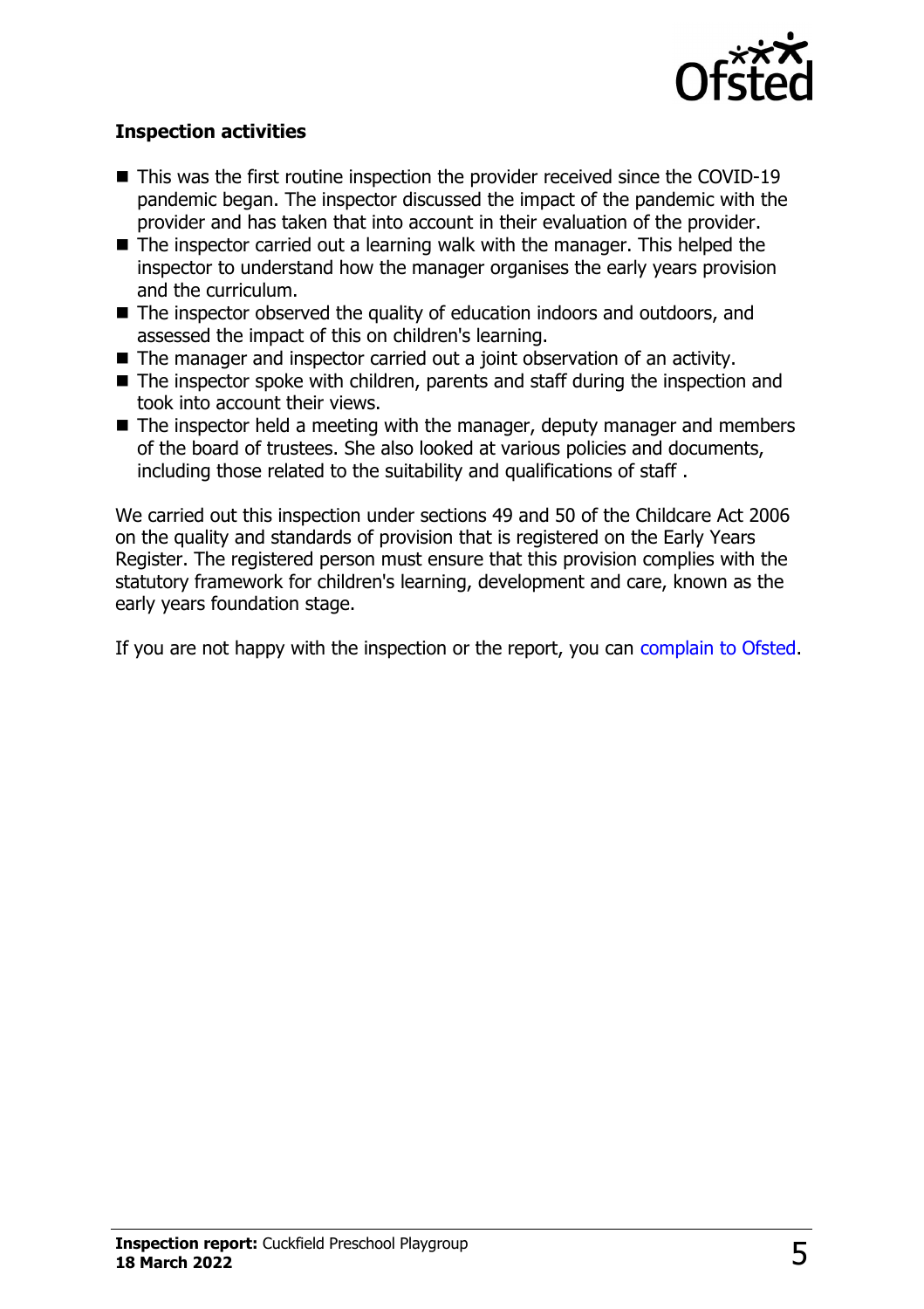### Inspection activities

- This was the first routine inspection the provider received since the COVID-19 pandemic began. The inspector discussed the impact of the pandemic with the provider and has taken that into account in their evaluation of the provider.
- The inspector carried out a learning walk with the manager. This helped the inspector to understand how the manager organises the early years provision and the curriculum.
- The inspector observed the quality of education indoors and outdoors, and assessed the impact of this on children's learning.
- The manager and inspector carried out a joint observation of an activity.
- The inspector spoke with children, parents and staff during the inspection and took into account their views.
- The inspector held a meeting with the manager, deputy manager and members of the board of trustees. She also looked at various policies and documents, including those related to the suitability and qualifications of staff .

We carried out this inspection under sections 49 and 50 of the Childcare Act 2006 on the quality and standards of provision that is registered on the Early Years Register. The registered person must ensure that this provision complies with the statutory framework for children's learning, development and care, known as the early years foundation stage.

If you are not happy with the inspection or the report, you can complain to Ofsted.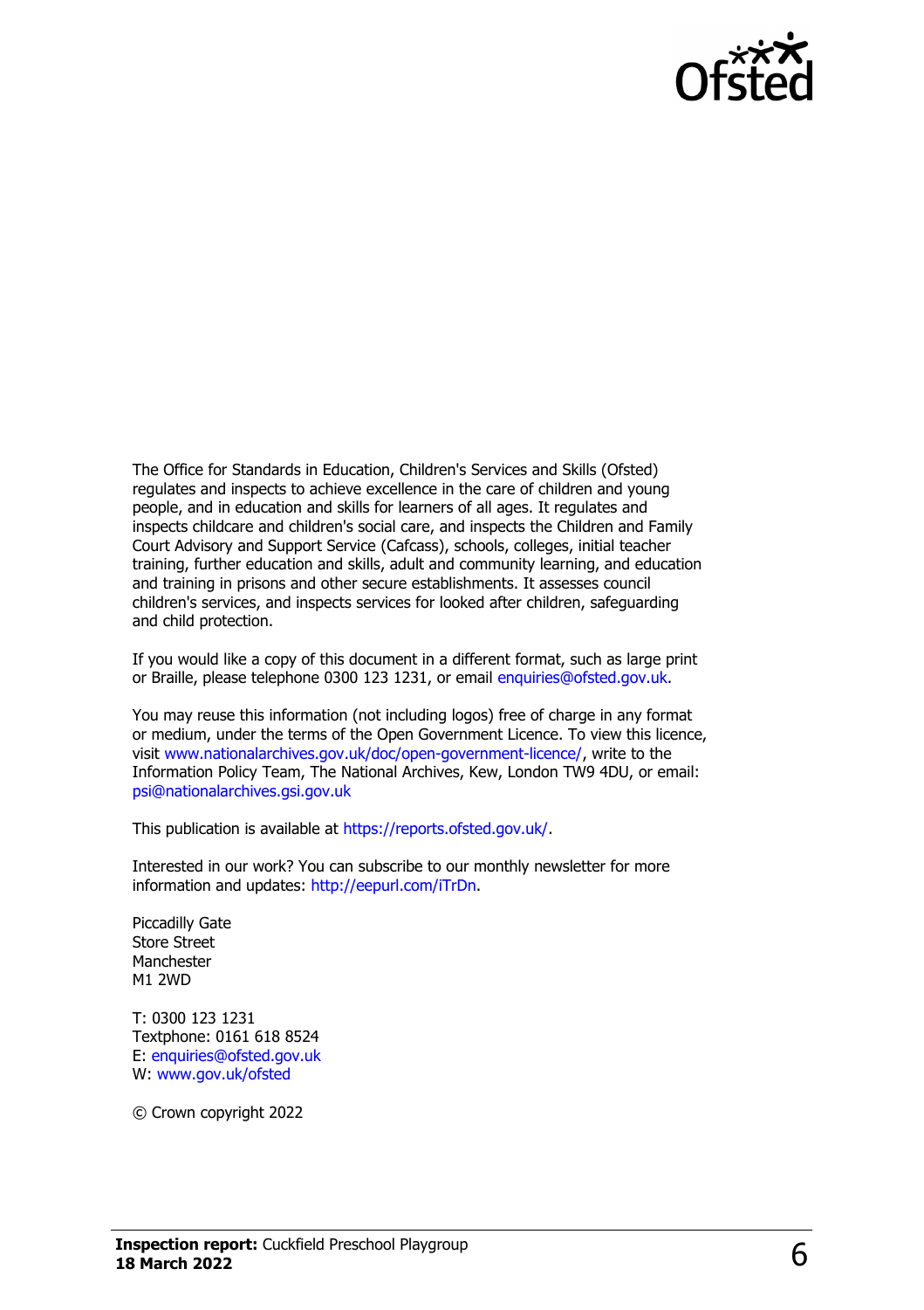The Office for Standards in Education, Children's Services and Skills (Ofsted) regulates and inspects to achieve excellence in the care of children and young people, and in education and skills for learners of all ages. It regulates and inspects childcare and children's social care, and inspects the Children and Family Court Advisory and Support Service (Cafcass), schools, colleges, initial teacher training, further education and skills, adult and community learning, and education and training in prisons and other secure establishments. It assesses council children's services, and inspects services for looked after children, safeguarding and child protection.

If you would like a copy of this document in a different format, such as large print or Braille, please telephone 0300 123 1231, or email enquiries@ofsted.gov.uk.

You may reuse this information (not including logos) free of charge in any format or medium, under the terms of the Open Government Licence. To view this licence, visit www.nationalarchives.gov.uk/doc/open-government-licence/, write to the Information Policy Team, The National Archives, Kew, London TW9 4DU, or email: psi@nationalarchives.gsi.gov.uk

This publication is available at https://reports.ofsted.gov.uk/.

Interested in our work? You can subscribe to our monthly newsletter for more information and updates: http://eepurl.com/iTrDn.

Piccadilly Gate
Store Street
Manchester
M1 2WD

T: 0300 123 1231
Textphone: 0161 618 8524
E: enquiries@ofsted.gov.uk
W: www.gov.uk/ofsted

© Crown copyright 2022